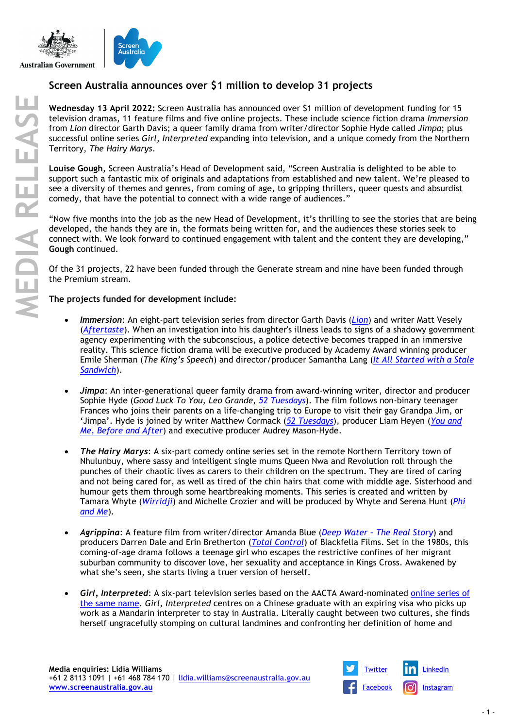# Screen Australia announces over $1 million to develop 31 projects

**Wednesday 13 April 2022:** Screen Australia has announced over $1 million of development funding for 15 television dramas, 11 feature films and five online projects. These include science fiction drama *Immersion* from *Lion* director Garth Davis; a queer family drama from writer/director Sophie Hyde called *Jimpa*; plus successful online series *Girl, Interpreted* expanding into television, and a unique comedy from the Northern Territory, *The Hairy Marys*.

**Louise Gough**, Screen Australia's Head of Development said, "Screen Australia is delighted to be able to support such a fantastic mix of originals and adaptations from established and new talent. We're pleased to see a diversity of themes and genres, from coming of age, to gripping thrillers, queer quests and absurdist comedy, that have the potential to connect with a wide range of audiences."

"Now five months into the job as the new Head of Development, it's thrilling to see the stories that are being developed, the hands they are in, the formats being written for, and the audiences these stories seek to connect with. We look forward to continued engagement with talent and the content they are developing," **Gough** continued.

Of the 31 projects, 22 have been funded through the Generate stream and nine have been funded through the Premium stream.

**The projects funded for development include:**

- ***Immersion***: An eight-part television series from director Garth Davis (*Lion*) and writer Matt Vesely (*Aftertaste*). When an investigation into his daughter's illness leads to signs of a shadowy government agency experimenting with the subconscious, a police detective becomes trapped in an immersive reality. This science fiction drama will be executive produced by Academy Award winning producer Emile Sherman (*The King's Speech*) and director/producer Samantha Lang (*It All Started with a Stale Sandwich*).

- ***Jimpa***: An inter-generational queer family drama from award-winning writer, director and producer Sophie Hyde (*Good Luck To You, Leo Grande*, *52 Tuesdays*). The film follows non-binary teenager Frances who joins their parents on a life-changing trip to Europe to visit their gay Grandpa Jim, or 'Jimpa'. Hyde is joined by writer Matthew Cormack (*52 Tuesdays*), producer Liam Heyen (*You and Me, Before and After*) and executive producer Audrey Mason-Hyde.

- ***The Hairy Marys***: A six-part comedy online series set in the remote Northern Territory town of Nhulunbuy, where sassy and intelligent single mums Queen Nwa and Revolution roll through the punches of their chaotic lives as carers to their children on the spectrum. They are tired of caring and not being cared for, as well as tired of the chin hairs that come with middle age. Sisterhood and humour gets them through some heartbreaking moments. This series is created and written by Tamara Whyte (*Wirridji*) and Michelle Crozier and will be produced by Whyte and Serena Hunt (*Phi and Me*).

- ***Agrippina***: A feature film from writer/director Amanda Blue (*Deep Water - The Real Story*) and producers Darren Dale and Erin Bretherton (*Total Control*) of Blackfella Films. Set in the 1980s, this coming-of-age drama follows a teenage girl who escapes the restrictive confines of her migrant suburban community to discover love, her sexuality and acceptance in Kings Cross. Awakened by what she's seen, she starts living a truer version of herself.

- ***Girl, Interpreted***: A six-part television series based on the AACTA Award-nominated online series of the same name. *Girl, Interpreted* centres on a Chinese graduate with an expiring visa who picks up work as a Mandarin interpreter to stay in Australia. Literally caught between two cultures, she finds herself ungracefully stomping on cultural landmines and confronting her definition of home and

**Media enquiries: Lidia Williams**
+61 2 8113 1091 | +61 468 784 170 | lidia.williams@screenaustralia.gov.au
www.screenaustralia.gov.au

Twitter | LinkedIn | Facebook | Instagram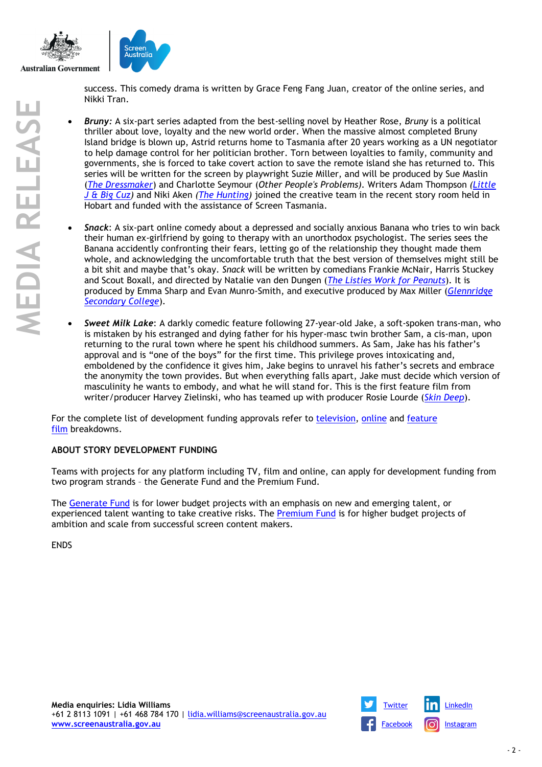success. This comedy drama is written by Grace Feng Fang Juan, creator of the online series, and Nikki Tran.

- ***Bruny:*** A six-part series adapted from the best-selling novel by Heather Rose, *Bruny* is a political thriller about love, loyalty and the new world order. When the massive almost completed Bruny Island bridge is blown up, Astrid returns home to Tasmania after 20 years working as a UN negotiator to help damage control for her politician brother. Torn between loyalties to family, community and governments, she is forced to take covert action to save the remote island she has returned to. This series will be written for the screen by playwright Suzie Miller, and will be produced by Sue Maslin (*The Dressmaker*) and Charlotte Seymour (*Other People's Problems)*. Writers Adam Thompson *(Little J & Big Cuz)* and Niki Aken *(The Hunting)* joined the creative team in the recent story room held in Hobart and funded with the assistance of Screen Tasmania.

- ***Snack***: A six-part online comedy about a depressed and socially anxious Banana who tries to win back their human ex-girlfriend by going to therapy with an unorthodox psychologist. The series sees the Banana accidently confronting their fears, letting go of the relationship they thought made them whole, and acknowledging the uncomfortable truth that the best version of themselves might still be a bit shit and maybe that's okay. *Snack* will be written by comedians Frankie McNair, Harris Stuckey and Scout Boxall, and directed by Natalie van den Dungen (*The Listies Work for Peanuts*). It is produced by Emma Sharp and Evan Munro-Smith, and executive produced by Max Miller (*Glennridge Secondary College*).

- ***Sweet Milk Lake***: A darkly comedic feature following 27-year-old Jake, a soft-spoken trans-man, who is mistaken by his estranged and dying father for his hyper-masc twin brother Sam, a cis-man, upon returning to the rural town where he spent his childhood summers. As Sam, Jake has his father's approval and is "one of the boys" for the first time. This privilege proves intoxicating and, emboldened by the confidence it gives him, Jake begins to unravel his father's secrets and embrace the anonymity the town provides. But when everything falls apart, Jake must decide which version of masculinity he wants to embody, and what he will stand for. This is the first feature film from writer/producer Harvey Zielinski, who has teamed up with producer Rosie Lourde (*Skin Deep*).

For the complete list of development funding approvals refer to television, online and feature film breakdowns.

**ABOUT STORY DEVELOPMENT FUNDING**

Teams with projects for any platform including TV, film and online, can apply for development funding from two program strands – the Generate Fund and the Premium Fund.

The Generate Fund is for lower budget projects with an emphasis on new and emerging talent, or experienced talent wanting to take creative risks. The Premium Fund is for higher budget projects of ambition and scale from successful screen content makers.

ENDS

**Media enquiries: Lidia Williams**
+61 2 8113 1091 | +61 468 784 170 | lidia.williams@screenaustralia.gov.au
**www.screenaustralia.gov.au**

Twitter LinkedIn
Facebook Instagram